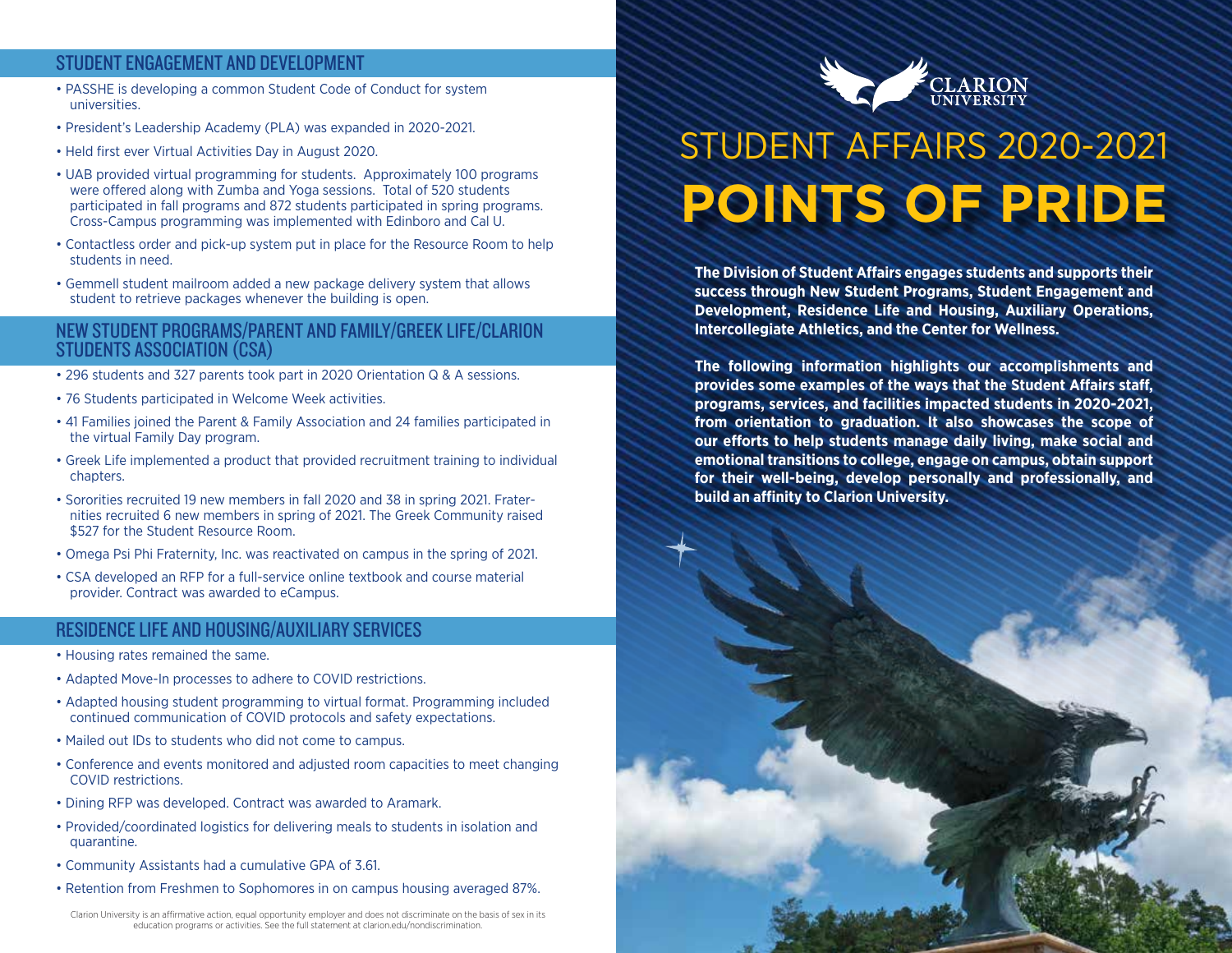# STUDENT AFFAIRS 2020-2021
# POINTS OF PRIDE

**The Division of Student Affairs engages students and supports their success through New Student Programs, Student Engagement and Development, Residence Life and Housing, Auxiliary Operations, Intercollegiate Athletics, and the Center for Wellness.**

**The following information highlights our accomplishments and provides some examples of the ways that the Student Affairs staff, programs, services, and facilities impacted students in 2020-2021, from orientation to graduation. It also showcases the scope of our efforts to help students manage daily living, make social and emotional transitions to college, engage on campus, obtain support for their well-being, develop personally and professionally, and build an affinity to Clarion University.**

## STUDENT ENGAGEMENT AND DEVELOPMENT

- PASSHE is developing a common Student Code of Conduct for system universities.
- President's Leadership Academy (PLA) was expanded in 2020-2021.
- Held first ever Virtual Activities Day in August 2020.
- UAB provided virtual programming for students. Approximately 100 programs were offered along with Zumba and Yoga sessions. Total of 520 students participated in fall programs and 872 students participated in spring programs. Cross-Campus programming was implemented with Edinboro and Cal U.
- Contactless order and pick-up system put in place for the Resource Room to help students in need.
- Gemmell student mailroom added a new package delivery system that allows student to retrieve packages whenever the building is open.

## NEW STUDENT PROGRAMS/PARENT AND FAMILY/GREEK LIFE/CLARION STUDENTS ASSOCIATION (CSA)

- 296 students and 327 parents took part in 2020 Orientation Q & A sessions.
- 76 Students participated in Welcome Week activities.
- 41 Families joined the Parent & Family Association and 24 families participated in the virtual Family Day program.
- Greek Life implemented a product that provided recruitment training to individual chapters.
- Sororities recruited 19 new members in fall 2020 and 38 in spring 2021. Fraternities recruited 6 new members in spring of 2021. The Greek Community raised $527 for the Student Resource Room.
- Omega Psi Phi Fraternity, Inc. was reactivated on campus in the spring of 2021.
- CSA developed an RFP for a full-service online textbook and course material provider. Contract was awarded to eCampus.

## RESIDENCE LIFE AND HOUSING/AUXILIARY SERVICES

- Housing rates remained the same.
- Adapted Move-In processes to adhere to COVID restrictions.
- Adapted housing student programming to virtual format. Programming included continued communication of COVID protocols and safety expectations.
- Mailed out IDs to students who did not come to campus.
- Conference and events monitored and adjusted room capacities to meet changing COVID restrictions.
- Dining RFP was developed. Contract was awarded to Aramark.
- Provided/coordinated logistics for delivering meals to students in isolation and quarantine.
- Community Assistants had a cumulative GPA of 3.61.
- Retention from Freshmen to Sophomores in on campus housing averaged 87%.

Clarion University is an affirmative action, equal opportunity employer and does not discriminate on the basis of sex in its education programs or activities. See the full statement at clarion.edu/nondiscrimination.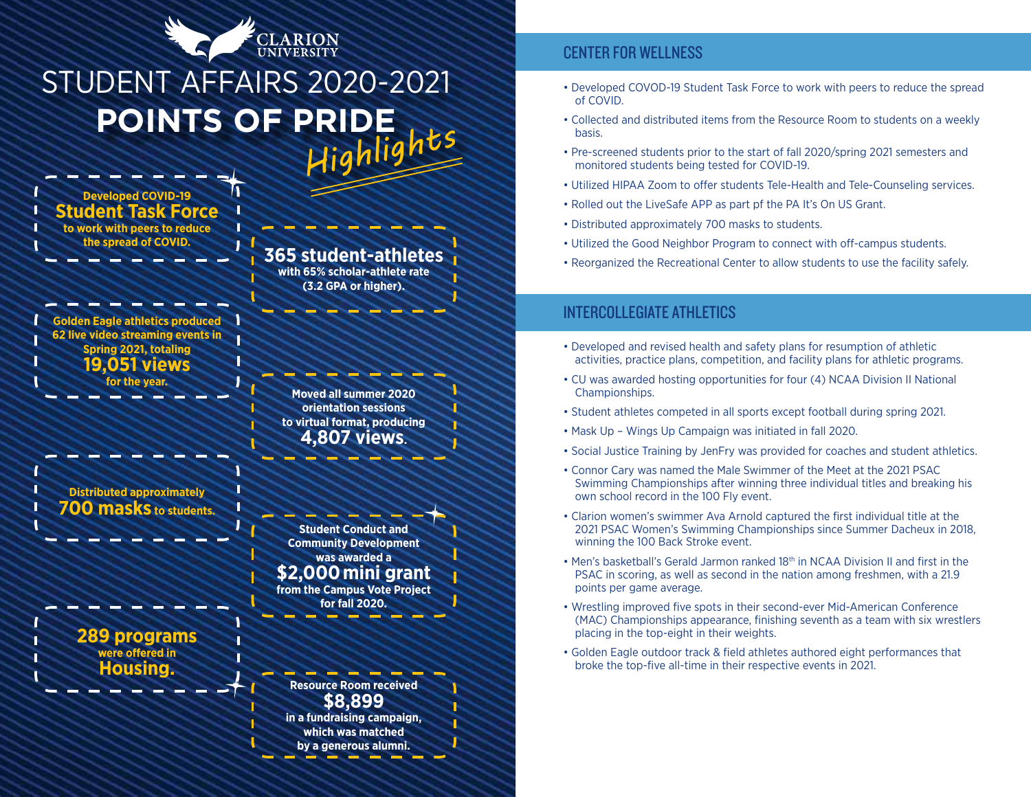CLARION UNIVERSITY

# STUDENT AFFAIRS 2020-2021

## POINTS OF PRIDE

*Highlights*

Developed COVID-19 **Student Task Force** to work with peers to reduce the spread of COVID.

**365 student-athletes** with 65% scholar-athlete rate (3.2 GPA or higher).

Golden Eagle athletics produced 62 live video streaming events in Spring 2021, totaling **19,051 views** for the year.

Moved all summer 2020 orientation sessions to virtual format, producing **4,807 views**.

Distributed approximately **700 masks** to students.

Student Conduct and Community Development was awarded a **$2,000 mini grant** from the Campus Vote Project for fall 2020.

**289 programs** were offered in **Housing.**

Resource Room received **$8,899** in a fundraising campaign, which was matched by a generous alumni.

## CENTER FOR WELLNESS

- Developed COVOD-19 Student Task Force to work with peers to reduce the spread of COVID.
- Collected and distributed items from the Resource Room to students on a weekly basis.
- Pre-screened students prior to the start of fall 2020/spring 2021 semesters and monitored students being tested for COVID-19.
- Utilized HIPAA Zoom to offer students Tele-Health and Tele-Counseling services.
- Rolled out the LiveSafe APP as part pf the PA It's On US Grant.
- Distributed approximately 700 masks to students.
- Utilized the Good Neighbor Program to connect with off-campus students.
- Reorganized the Recreational Center to allow students to use the facility safely.

## INTERCOLLEGIATE ATHLETICS

- Developed and revised health and safety plans for resumption of athletic activities, practice plans, competition, and facility plans for athletic programs.
- CU was awarded hosting opportunities for four (4) NCAA Division II National Championships.
- Student athletes competed in all sports except football during spring 2021.
- Mask Up – Wings Up Campaign was initiated in fall 2020.
- Social Justice Training by JenFry was provided for coaches and student athletics.
- Connor Cary was named the Male Swimmer of the Meet at the 2021 PSAC Swimming Championships after winning three individual titles and breaking his own school record in the 100 Fly event.
- Clarion women's swimmer Ava Arnold captured the first individual title at the 2021 PSAC Women's Swimming Championships since Summer Dacheux in 2018, winning the 100 Back Stroke event.
- Men's basketball's Gerald Jarmon ranked 18th in NCAA Division II and first in the PSAC in scoring, as well as second in the nation among freshmen, with a 21.9 points per game average.
- Wrestling improved five spots in their second-ever Mid-American Conference (MAC) Championships appearance, finishing seventh as a team with six wrestlers placing in the top-eight in their weights.
- Golden Eagle outdoor track & field athletes authored eight performances that broke the top-five all-time in their respective events in 2021.